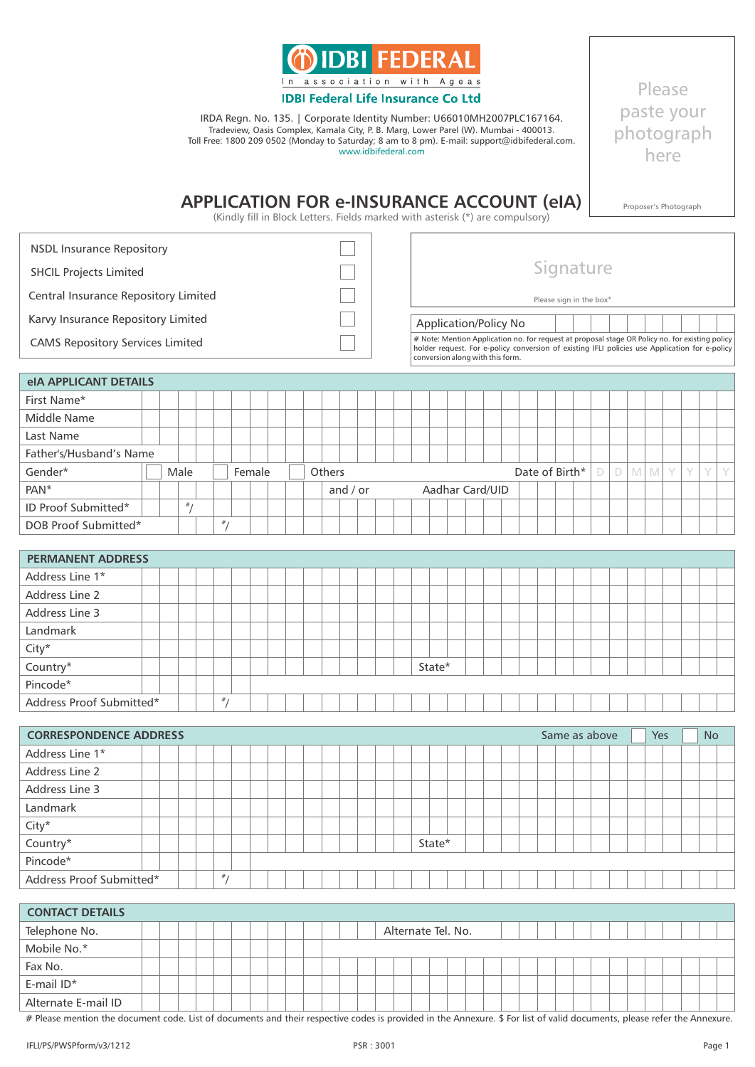IDBI FEDERAL
In association with Ageas

**IDBI Federal Life Insurance Co Ltd**

IRDA Regn. No. 135. | Corporate Identity Number: U66010MH2007PLC167164.
Tradeview, Oasis Complex, Kamala City, P. B. Marg, Lower Parel (W). Mumbai - 400013.
Toll Free: 1800 209 0502 (Monday to Saturday; 8 am to 8 pm). E-mail: support@idbifederal.com.
www.idbifederal.com

Please paste your photograph here

Proposer's Photograph

# APPLICATION FOR e-INSURANCE ACCOUNT (eIA)

(Kindly fill in Block Letters. Fields marked with asterisk (*) are compulsory)

| | |
|---|---|
| NSDL Insurance Repository | ☐ |
| SHCIL Projects Limited | ☐ |
| Central Insurance Repository Limited | ☐ |
| Karvy Insurance Repository Limited | ☐ |
| CAMS Repository Services Limited | ☐ |

Signature

Please sign in the box*

Application/Policy No

# Note: Mention Application no. for request at proposal stage OR Policy no. for existing policy holder request. For e-policy conversion of existing IFLI policies use Application for e-policy conversion along with this form.

## eIA APPLICANT DETAILS

| | |
|---|---|
| First Name* | |
| Middle Name | |
| Last Name | |
| Father's/Husband's Name | |
| Gender* | ☐ Male ☐ Female ☐ Others Date of Birth* D D M M Y Y Y Y |
| PAN* | and / or Aadhar Card/UID |
| ID Proof Submitted* | #/ |
| DOB Proof Submitted* | #/ |

## PERMANENT ADDRESS

| | |
|---|---|
| Address Line 1* | |
| Address Line 2 | |
| Address Line 3 | |
| Landmark | |
| City* | |
| Country* | State* |
| Pincode* | |
| Address Proof Submitted* | #/ |

## CORRESPONDENCE ADDRESS

Same as above ☐ Yes ☐ No

| | |
|---|---|
| Address Line 1* | |
| Address Line 2 | |
| Address Line 3 | |
| Landmark | |
| City* | |
| Country* | State* |
| Pincode* | |
| Address Proof Submitted* | #/ |

## CONTACT DETAILS

| | |
|---|---|
| Telephone No. | Alternate Tel. No. |
| Mobile No.* | |
| Fax No. | |
| E-mail ID* | |
| Alternate E-mail ID | |

# Please mention the document code. List of documents and their respective codes is provided in the Annexure. $ For list of valid documents, please refer the Annexure.

IFLI/PS/PWSPform/v3/1212 PSR : 3001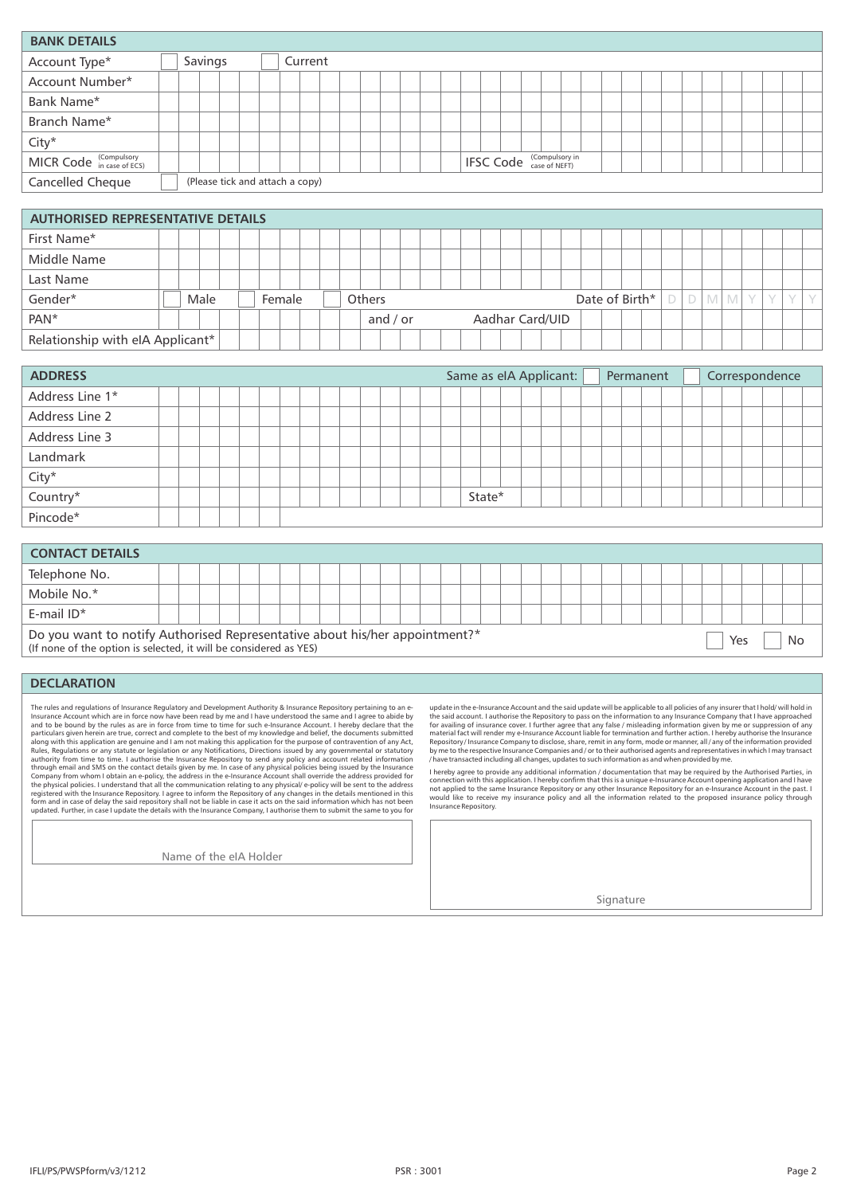## BANK DETAILS

| | |
|---|---|
| Account Type* | ☐ Savings ☐ Current |
| Account Number* | |
| Bank Name* | |
| Branch Name* | |
| City* | |
| MICR Code (Compulsory in case of ECS) | IFSC Code (Compulsory in case of NEFT) |
| Cancelled Cheque | ☐ (Please tick and attach a copy) |

## AUTHORISED REPRESENTATIVE DETAILS

| | |
|---|---|
| First Name* | |
| Middle Name | |
| Last Name | |
| Gender* | ☐ Male ☐ Female ☐ Others Date of Birth* D D M M Y Y Y Y |
| PAN* | and / or Aadhar Card/UID |
| Relationship with eIA Applicant* | |

## ADDRESS

Same as eIA Applicant: ☐ Permanent ☐ Correspondence

| | |
|---|---|
| Address Line 1* | |
| Address Line 2 | |
| Address Line 3 | |
| Landmark | |
| City* | |
| Country* | State* |
| Pincode* | |

## CONTACT DETAILS

| | |
|---|---|
| Telephone No. | |
| Mobile No.* | |
| E-mail ID* | |

Do you want to notify Authorised Representative about his/her appointment?* ☐ Yes ☐ No
(If none of the option is selected, it will be considered as YES)

## DECLARATION

The rules and regulations of Insurance Regulatory and Development Authority & Insurance Repository pertaining to an e-Insurance Account which are in force now have been read by me and I have understood the same and I agree to abide by and to be bound by the rules as are in force from time to time for such e-Insurance Account. I hereby declare that the particulars given herein are true, correct and complete to the best of my knowledge and belief, the documents submitted along with this application are genuine and I am not making this application for the purpose of contravention of any Act, Rules, Regulations or any statute or legislation or any Notifications, Directions issued by any governmental or statutory authority from time to time. I authorise the Insurance Repository to send any policy and account related information through email and SMS on the contact details given by me. In case of any physical policies being issued by the Insurance Company from whom I obtain an e-policy, the address in the e-Insurance Account shall override the address provided for the physical policies. I understand that all the communication relating to any physical/ e-policy will be sent to the address registered with the Insurance Repository. I agree to inform the Repository of any changes in the details mentioned in this form and in case of delay the said repository shall not be liable in case it acts on the said information which has not been updated. Further, in case I update the details with the Insurance Company, I authorise them to submit the same to you for update in the e-Insurance Account and the said update will be applicable to all policies of any insurer that I hold/ will hold in the said account. I authorise the Repository to pass on the information to any Insurance Company that I have approached for availing of insurance cover. I further agree that any false / misleading information given by me or suppression of any material fact will render my e-Insurance Account liable for termination and further action. I hereby authorise the Insurance Repository / Insurance Company to disclose, share, remit in any form, mode or manner, all / any of the information provided by me to the respective Insurance Companies and / or to their authorised agents and representatives in which I may transact / have transacted including all changes, updates to such information as and when provided by me.

I hereby agree to provide any additional information / documentation that may be required by the Authorised Parties, in connection with this application. I hereby confirm that this is a unique e-Insurance Account opening application and I have not applied to the same Insurance Repository or any other Insurance Repository for an e-Insurance Account in the past. I would like to receive my insurance policy and all the information related to the proposed insurance policy through Insurance Repository.

Name of the eIA Holder

Signature

IFLI/PS/PWSPform/v3/1212 PSR : 3001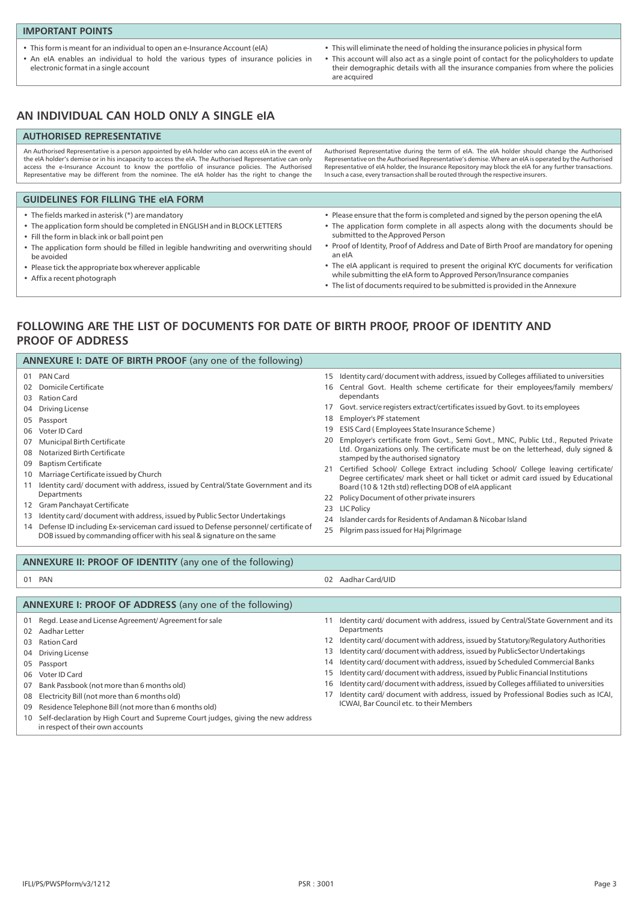## IMPORTANT POINTS

- This form is meant for an individual to open an e-Insurance Account (eIA)
- An eIA enables an individual to hold the various types of insurance policies in electronic format in a single account
- This will eliminate the need of holding the insurance policies in physical form
- This account will also act as a single point of contact for the policyholders to update their demographic details with all the insurance companies from where the policies are acquired

## AN INDIVIDUAL CAN HOLD ONLY A SINGLE eIA

## AUTHORISED REPRESENTATIVE

An Authorised Representative is a person appointed by eIA holder who can access eIA in the event of the eIA holder's demise or in his incapacity to access the eIA. The Authorised Representative can only access the e-Insurance Account to know the portfolio of insurance policies. The Authorised Representative may be different from the nominee. The eIA holder has the right to change the Authorised Representative during the term of eIA. The eIA holder should change the Authorised Representative on the Authorised Representative's demise. Where an eIA is operated by the Authorised Representative of eIA holder, the Insurance Repository may block the eIA for any further transactions. In such a case, every transaction shall be routed through the respective insurers.

## GUIDELINES FOR FILLING THE eIA FORM

- The fields marked in asterisk (*) are mandatory
- The application form should be completed in ENGLISH and in BLOCK LETTERS
- Fill the form in black ink or ball point pen
- The application form should be filled in legible handwriting and overwriting should be avoided
- Please tick the appropriate box wherever applicable
- Affix a recent photograph
- Please ensure that the form is completed and signed by the person opening the eIA
- The application form complete in all aspects along with the documents should be submitted to the Approved Person
- Proof of Identity, Proof of Address and Date of Birth Proof are mandatory for opening an eIA
- The eIA applicant is required to present the original KYC documents for verification while submitting the eIA form to Approved Person/Insurance companies
- The list of documents required to be submitted is provided in the Annexure

## FOLLOWING ARE THE LIST OF DOCUMENTS FOR DATE OF BIRTH PROOF, PROOF OF IDENTITY AND PROOF OF ADDRESS

### ANNEXURE I: DATE OF BIRTH PROOF (any one of the following)

01 PAN Card
02 Domicile Certificate
03 Ration Card
04 Driving License
05 Passport
06 Voter ID Card
07 Municipal Birth Certificate
08 Notarized Birth Certificate
09 Baptism Certificate
10 Marriage Certificate issued by Church
11 Identity card/ document with address, issued by Central/State Government and its Departments
12 Gram Panchayat Certificate
13 Identity card/ document with address, issued by Public Sector Undertakings
14 Defense ID including Ex-serviceman card issued to Defense personnel/ certificate of DOB issued by commanding officer with his seal & signature on the same
15 Identity card/ document with address, issued by Colleges affiliated to universities
16 Central Govt. Health scheme certificate for their employees/family members/ dependants
17 Govt. service registers extract/certificates issued by Govt. to its employees
18 Employer's PF statement
19 ESIS Card ( Employees State Insurance Scheme )
20 Employer's certificate from Govt., Semi Govt., MNC, Public Ltd., Reputed Private Ltd. Organizations only. The certificate must be on the letterhead, duly signed & stamped by the authorised signatory
21 Certified School/ College Extract including School/ College leaving certificate/ Degree certificates/ mark sheet or hall ticket or admit card issued by Educational Board (10 & 12th std) reflecting DOB of eIA applicant
22 Policy Document of other private insurers
23 LIC Policy
24 Islander cards for Residents of Andaman & Nicobar Island
25 Pilgrim pass issued for Haj Pilgrimage

### ANNEXURE II: PROOF OF IDENTITY (any one of the following)

01 PAN
02 Aadhar Card/UID

### ANNEXURE I: PROOF OF ADDRESS (any one of the following)

01 Regd. Lease and License Agreement/ Agreement for sale
02 Aadhar Letter
03 Ration Card
04 Driving License
05 Passport
06 Voter ID Card
07 Bank Passbook (not more than 6 months old)
08 Electricity Bill (not more than 6 months old)
09 Residence Telephone Bill (not more than 6 months old)
10 Self-declaration by High Court and Supreme Court judges, giving the new address in respect of their own accounts
11 Identity card/ document with address, issued by Central/State Government and its Departments
12 Identity card/ document with address, issued by Statutory/Regulatory Authorities
13 Identity card/ document with address, issued by PublicSector Undertakings
14 Identity card/ document with address, issued by Scheduled Commercial Banks
15 Identity card/ document with address, issued by Public Financial Institutions
16 Identity card/ document with address, issued by Colleges affiliated to universities
17 Identity card/ document with address, issued by Professional Bodies such as ICAI, ICWAI, Bar Council etc. to their Members

IFLI/PS/PWSPform/v3/1212 PSR : 3001